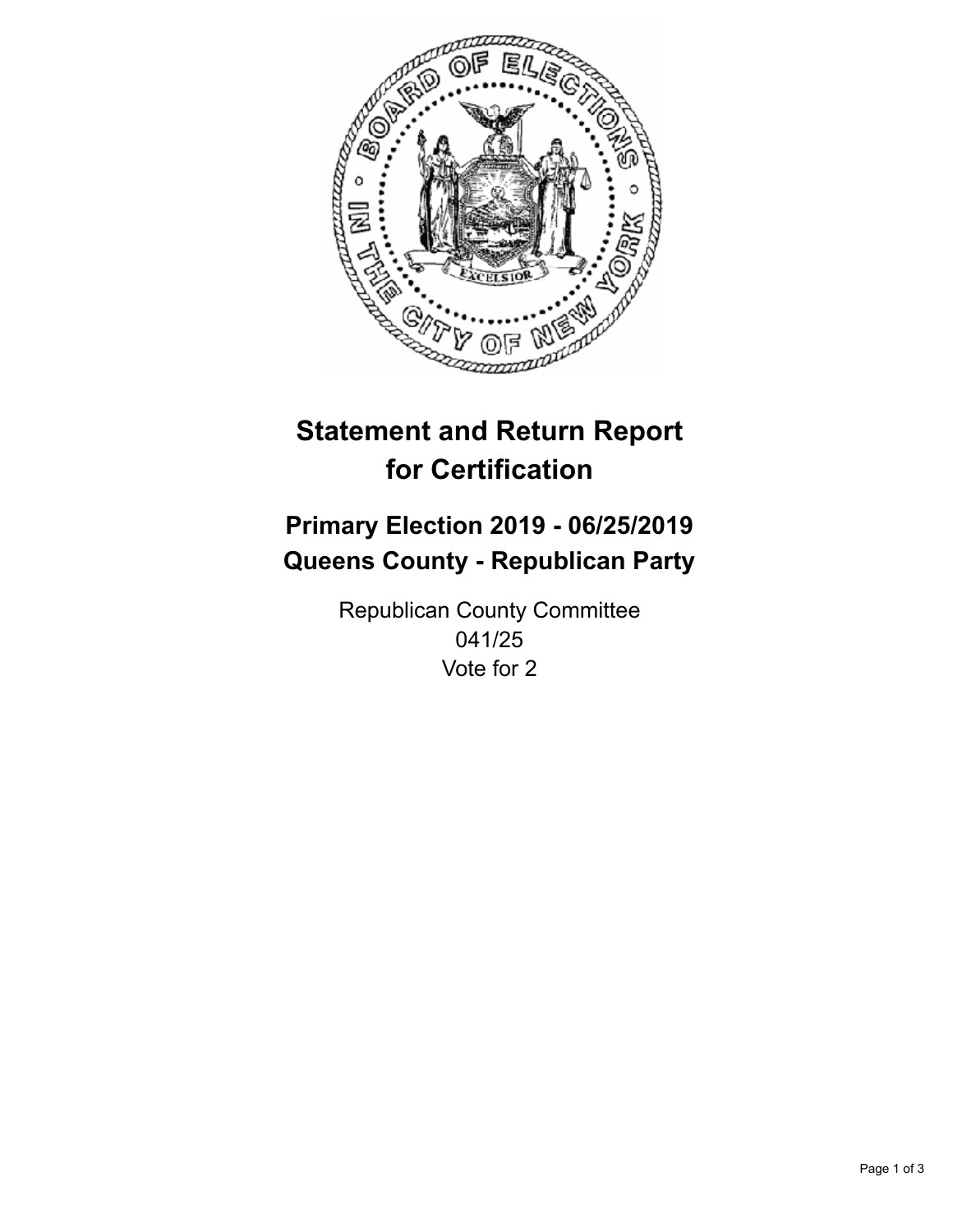# Statement and Return Report for Certification

## Primary Election 2019 - 06/25/2019
## Queens County - Republican Party

Republican County Committee
041/25
Vote for 2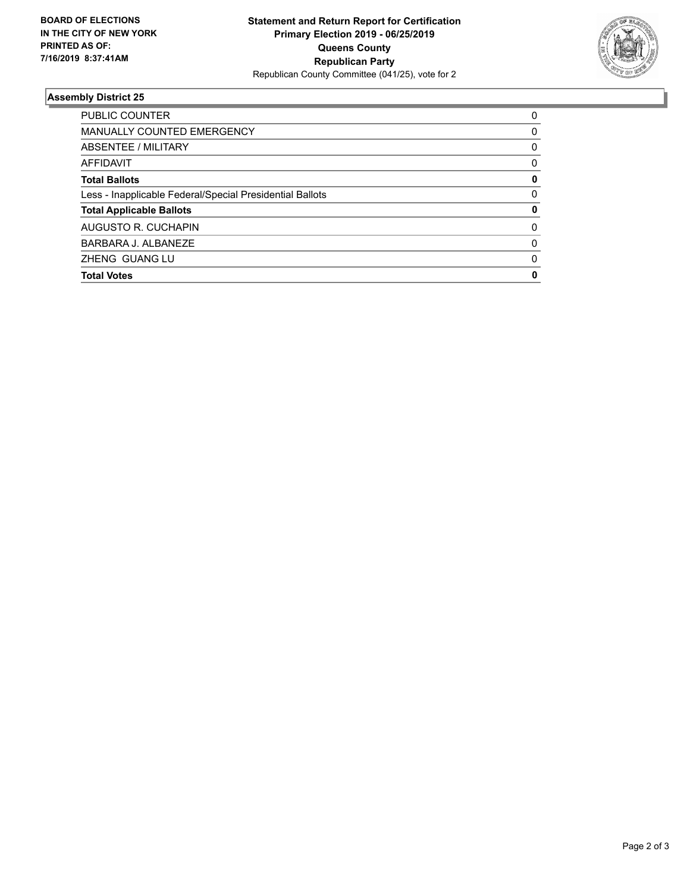**BOARD OF ELECTIONS IN THE CITY OF NEW YORK PRINTED AS OF: 7/16/2019 8:37:41AM**

**Statement and Return Report for Certification Primary Election 2019 - 06/25/2019 Queens County Republican Party**
Republican County Committee (041/25), vote for 2

### Assembly District 25

| | |
|---|---|
| PUBLIC COUNTER | 0 |
| MANUALLY COUNTED EMERGENCY | 0 |
| ABSENTEE / MILITARY | 0 |
| AFFIDAVIT | 0 |
| **Total Ballots** | **0** |
| Less - Inapplicable Federal/Special Presidential Ballots | 0 |
| **Total Applicable Ballots** | **0** |
| AUGUSTO R. CUCHAPIN | 0 |
| BARBARA J. ALBANEZE | 0 |
| ZHENG GUANG LU | 0 |
| **Total Votes** | **0** |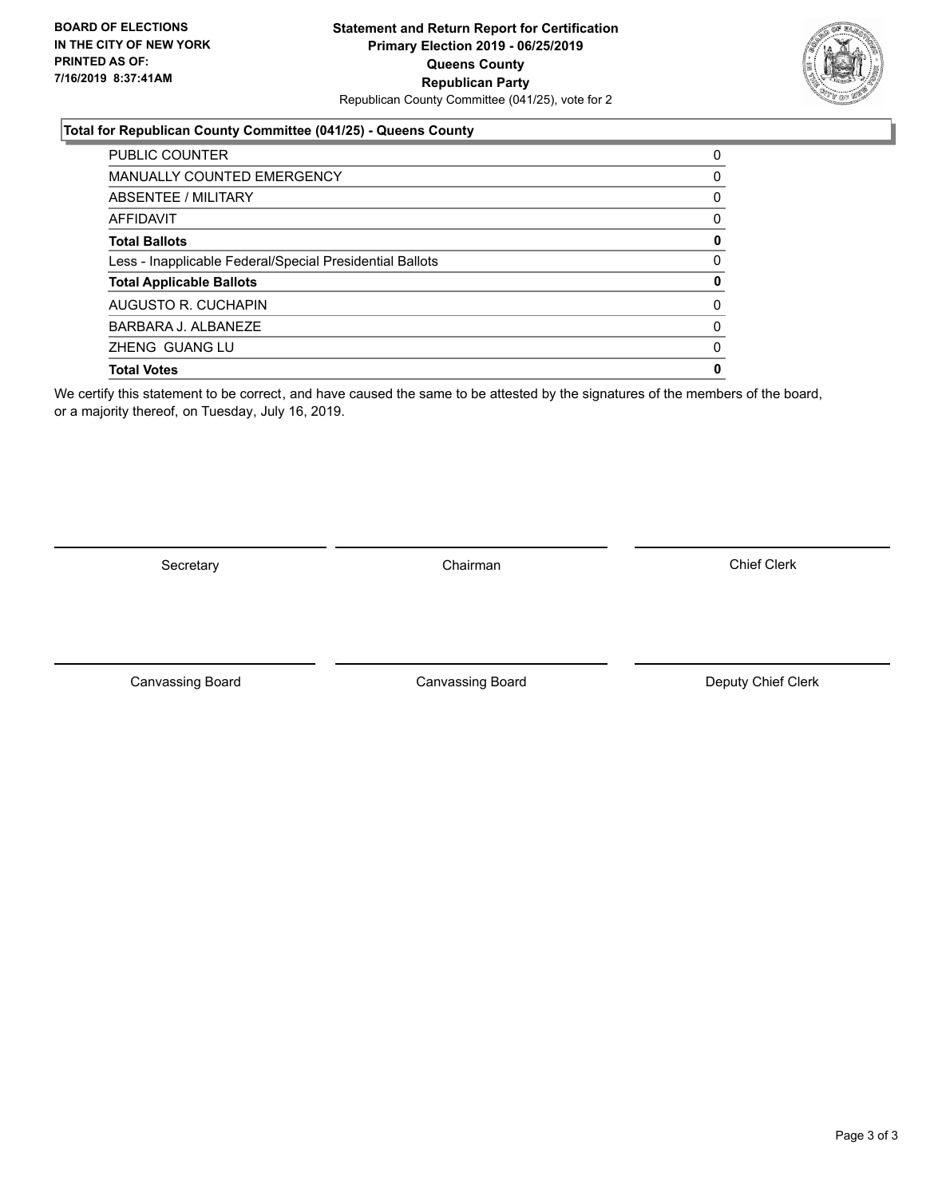**BOARD OF ELECTIONS**
**IN THE CITY OF NEW YORK**
**PRINTED AS OF:**
**7/16/2019 8:37:41AM**

**Statement and Return Report for Certification**
**Primary Election 2019 - 06/25/2019**
**Queens County**
**Republican Party**
Republican County Committee (041/25), vote for 2

### Total for Republican County Committee (041/25) - Queens County

| | |
|---|---|
| PUBLIC COUNTER | 0 |
| MANUALLY COUNTED EMERGENCY | 0 |
| ABSENTEE / MILITARY | 0 |
| AFFIDAVIT | 0 |
| **Total Ballots** | **0** |
| Less - Inapplicable Federal/Special Presidential Ballots | 0 |
| **Total Applicable Ballots** | **0** |
| AUGUSTO R. CUCHAPIN | 0 |
| BARBARA J. ALBANEZE | 0 |
| ZHENG GUANG LU | 0 |
| **Total Votes** | **0** |

We certify this statement to be correct, and have caused the same to be attested by the signatures of the members of the board, or a majority thereof, on Tuesday, July 16, 2019.

Secretary

Chairman

Chief Clerk

Canvassing Board

Canvassing Board

Deputy Chief Clerk